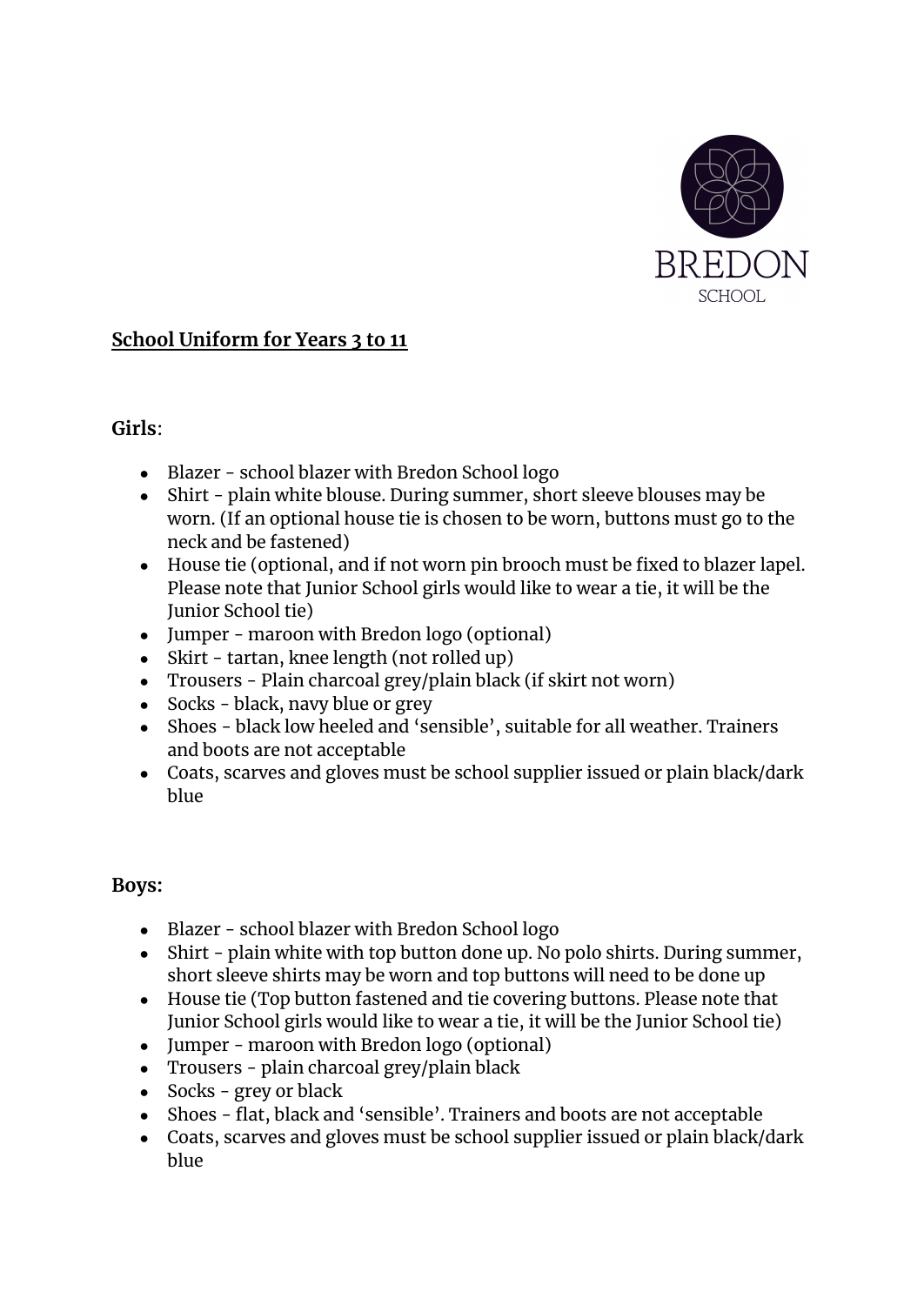BREDON

SCHOOL

## School Uniform for Years 3 to 11

**Girls**:

- Blazer - school blazer with Bredon School logo
- Shirt - plain white blouse. During summer, short sleeve blouses may be worn. (If an optional house tie is chosen to be worn, buttons must go to the neck and be fastened)
- House tie (optional, and if not worn pin brooch must be fixed to blazer lapel. Please note that Junior School girls would like to wear a tie, it will be the Junior School tie)
- Jumper - maroon with Bredon logo (optional)
- Skirt - tartan, knee length (not rolled up)
- Trousers - Plain charcoal grey/plain black (if skirt not worn)
- Socks - black, navy blue or grey
- Shoes - black low heeled and 'sensible', suitable for all weather. Trainers and boots are not acceptable
- Coats, scarves and gloves must be school supplier issued or plain black/dark blue

**Boys:**

- Blazer - school blazer with Bredon School logo
- Shirt - plain white with top button done up. No polo shirts. During summer, short sleeve shirts may be worn and top buttons will need to be done up
- House tie (Top button fastened and tie covering buttons. Please note that Junior School girls would like to wear a tie, it will be the Junior School tie)
- Jumper - maroon with Bredon logo (optional)
- Trousers - plain charcoal grey/plain black
- Socks - grey or black
- Shoes - flat, black and 'sensible'. Trainers and boots are not acceptable
- Coats, scarves and gloves must be school supplier issued or plain black/dark blue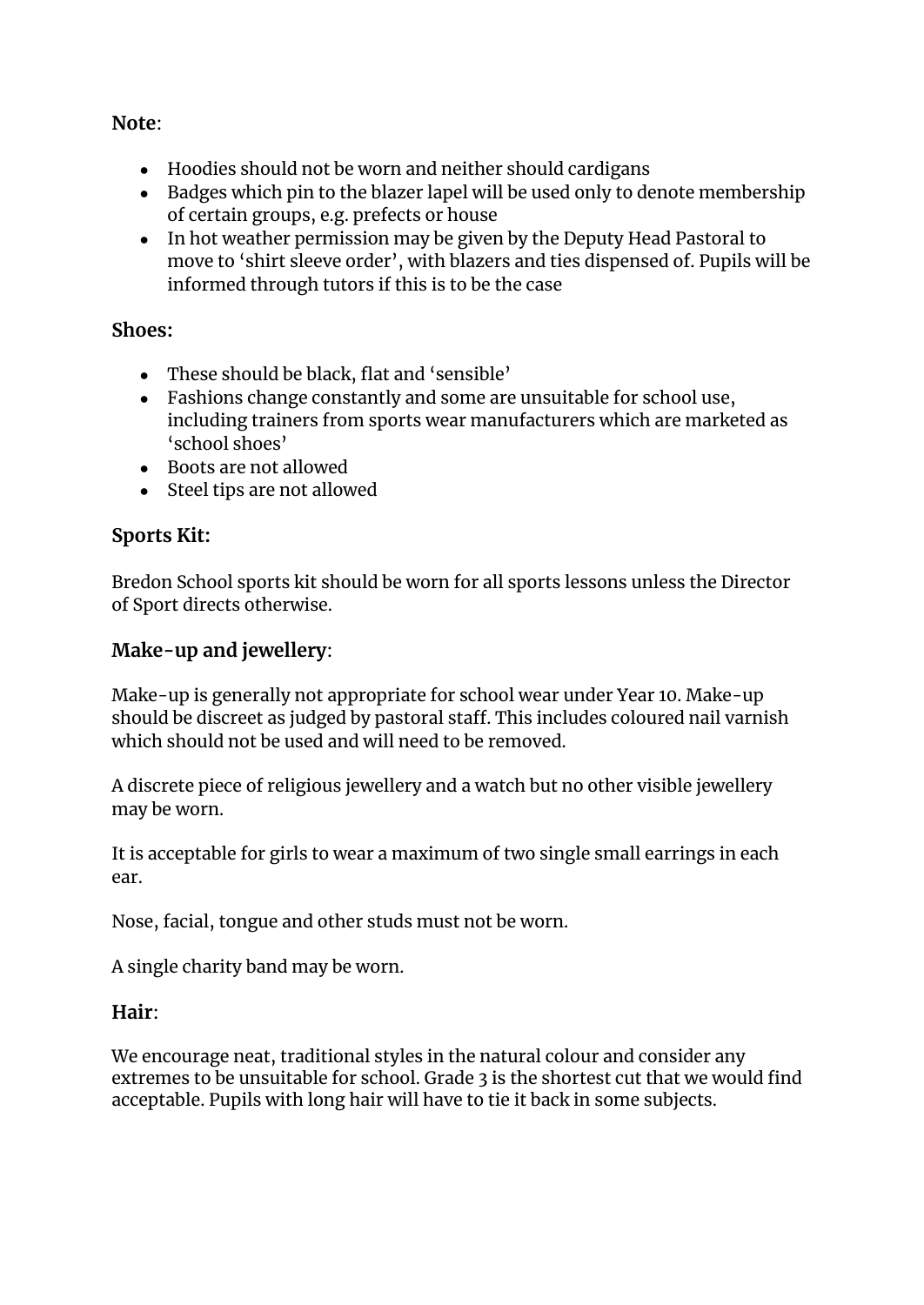**Note**:

- Hoodies should not be worn and neither should cardigans
- Badges which pin to the blazer lapel will be used only to denote membership of certain groups, e.g. prefects or house
- In hot weather permission may be given by the Deputy Head Pastoral to move to 'shirt sleeve order', with blazers and ties dispensed of. Pupils will be informed through tutors if this is to be the case

**Shoes:**

- These should be black, flat and 'sensible'
- Fashions change constantly and some are unsuitable for school use, including trainers from sports wear manufacturers which are marketed as 'school shoes'
- Boots are not allowed
- Steel tips are not allowed

**Sports Kit:**

Bredon School sports kit should be worn for all sports lessons unless the Director of Sport directs otherwise.

**Make-up and jewellery**:

Make-up is generally not appropriate for school wear under Year 10. Make-up should be discreet as judged by pastoral staff. This includes coloured nail varnish which should not be used and will need to be removed.

A discrete piece of religious jewellery and a watch but no other visible jewellery may be worn.

It is acceptable for girls to wear a maximum of two single small earrings in each ear.

Nose, facial, tongue and other studs must not be worn.

A single charity band may be worn.

**Hair**:

We encourage neat, traditional styles in the natural colour and consider any extremes to be unsuitable for school. Grade 3 is the shortest cut that we would find acceptable. Pupils with long hair will have to tie it back in some subjects.